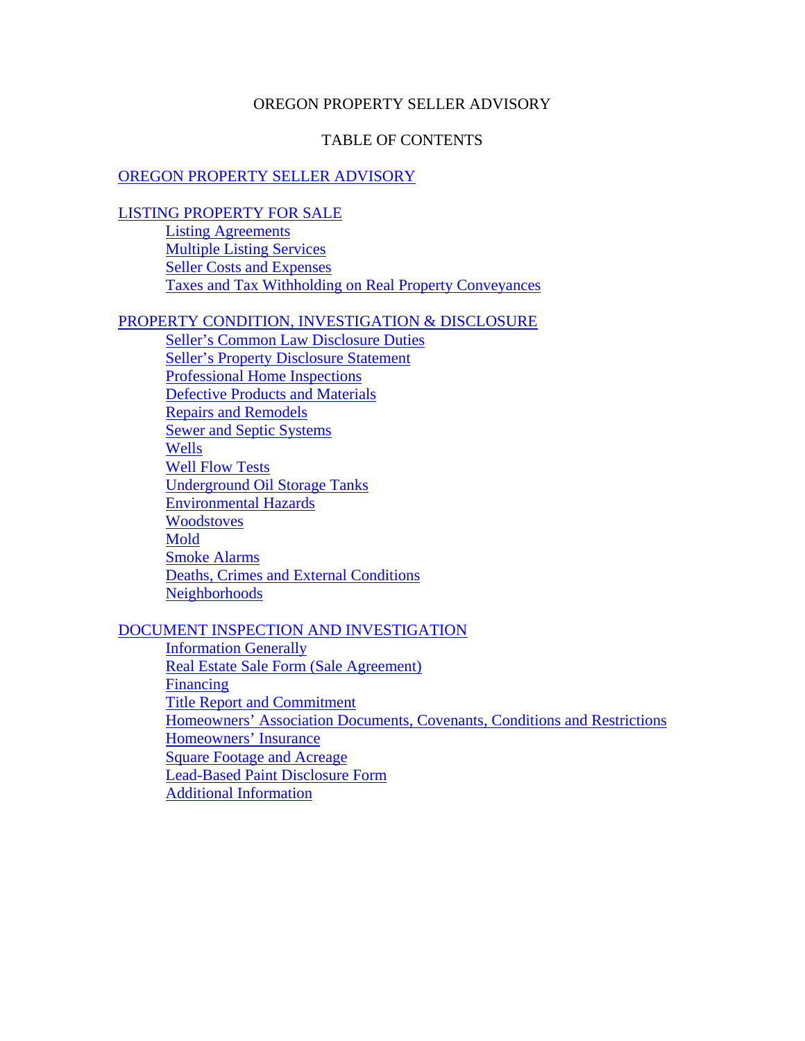# OREGON PROPERTY SELLER ADVISORY

## TABLE OF CONTENTS

OREGON PROPERTY SELLER ADVISORY

LISTING PROPERTY FOR SALE
- Listing Agreements
- Multiple Listing Services
- Seller Costs and Expenses
- Taxes and Tax Withholding on Real Property Conveyances

PROPERTY CONDITION, INVESTIGATION & DISCLOSURE
- Seller's Common Law Disclosure Duties
- Seller's Property Disclosure Statement
- Professional Home Inspections
- Defective Products and Materials
- Repairs and Remodels
- Sewer and Septic Systems
- Wells
- Well Flow Tests
- Underground Oil Storage Tanks
- Environmental Hazards
- Woodstoves
- Mold
- Smoke Alarms
- Deaths, Crimes and External Conditions
- Neighborhoods

DOCUMENT INSPECTION AND INVESTIGATION
- Information Generally
- Real Estate Sale Form (Sale Agreement)
- Financing
- Title Report and Commitment
- Homeowners' Association Documents, Covenants, Conditions and Restrictions
- Homeowners' Insurance
- Square Footage and Acreage
- Lead-Based Paint Disclosure Form
- Additional Information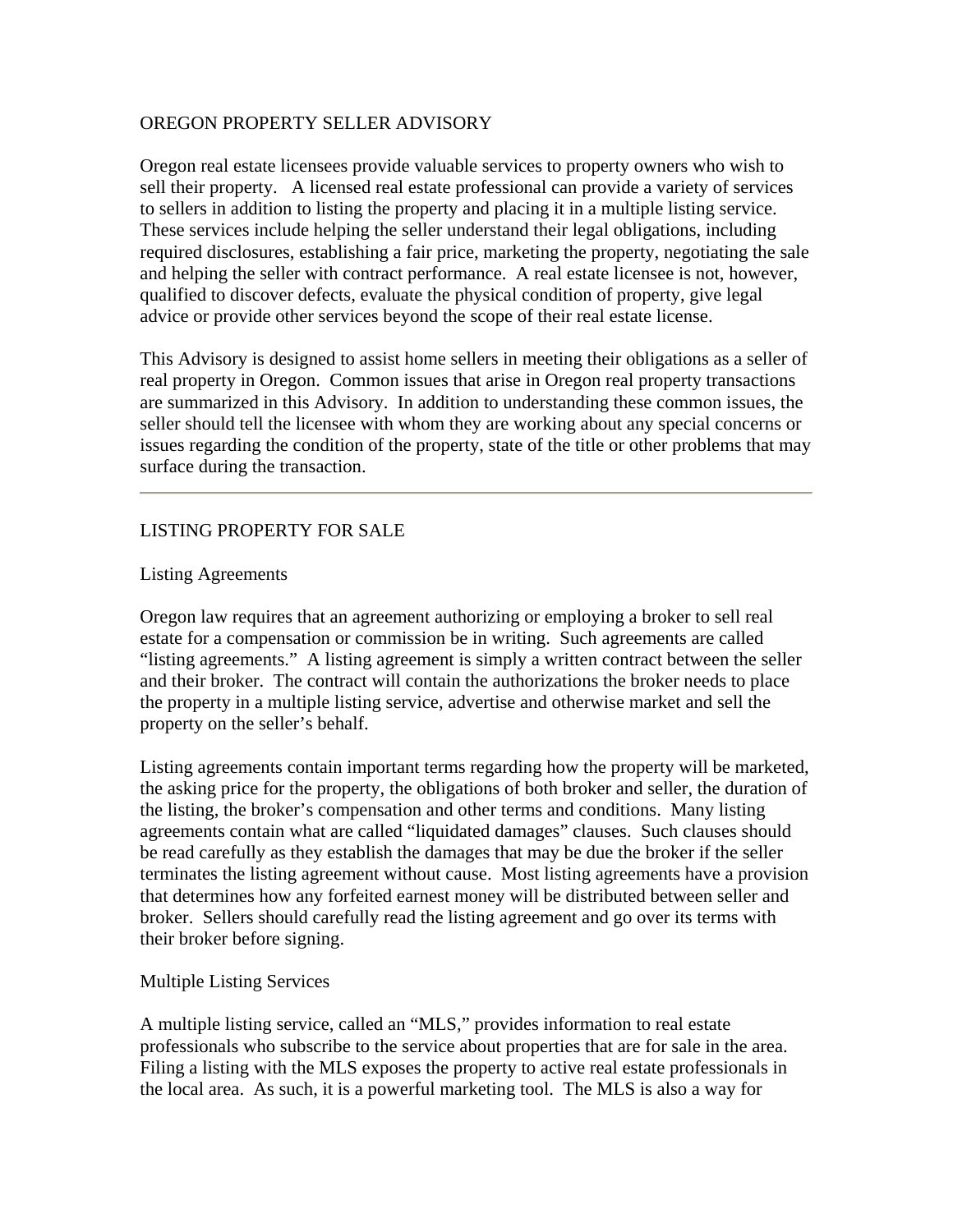# OREGON PROPERTY SELLER ADVISORY

Oregon real estate licensees provide valuable services to property owners who wish to sell their property. A licensed real estate professional can provide a variety of services to sellers in addition to listing the property and placing it in a multiple listing service. These services include helping the seller understand their legal obligations, including required disclosures, establishing a fair price, marketing the property, negotiating the sale and helping the seller with contract performance. A real estate licensee is not, however, qualified to discover defects, evaluate the physical condition of property, give legal advice or provide other services beyond the scope of their real estate license.

This Advisory is designed to assist home sellers in meeting their obligations as a seller of real property in Oregon. Common issues that arise in Oregon real property transactions are summarized in this Advisory. In addition to understanding these common issues, the seller should tell the licensee with whom they are working about any special concerns or issues regarding the condition of the property, state of the title or other problems that may surface during the transaction.

---

## LISTING PROPERTY FOR SALE

### Listing Agreements

Oregon law requires that an agreement authorizing or employing a broker to sell real estate for a compensation or commission be in writing. Such agreements are called "listing agreements." A listing agreement is simply a written contract between the seller and their broker. The contract will contain the authorizations the broker needs to place the property in a multiple listing service, advertise and otherwise market and sell the property on the seller's behalf.

Listing agreements contain important terms regarding how the property will be marketed, the asking price for the property, the obligations of both broker and seller, the duration of the listing, the broker's compensation and other terms and conditions. Many listing agreements contain what are called "liquidated damages" clauses. Such clauses should be read carefully as they establish the damages that may be due the broker if the seller terminates the listing agreement without cause. Most listing agreements have a provision that determines how any forfeited earnest money will be distributed between seller and broker. Sellers should carefully read the listing agreement and go over its terms with their broker before signing.

### Multiple Listing Services

A multiple listing service, called an "MLS," provides information to real estate professionals who subscribe to the service about properties that are for sale in the area. Filing a listing with the MLS exposes the property to active real estate professionals in the local area. As such, it is a powerful marketing tool. The MLS is also a way for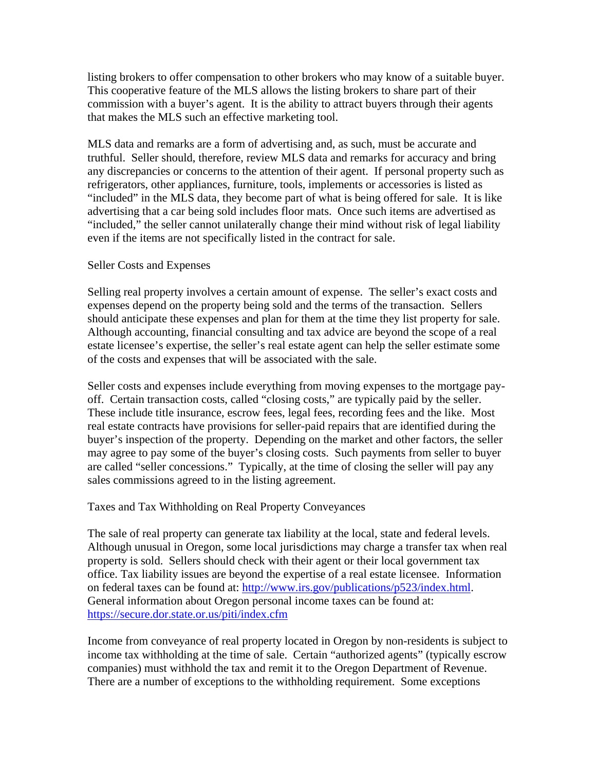listing brokers to offer compensation to other brokers who may know of a suitable buyer. This cooperative feature of the MLS allows the listing brokers to share part of their commission with a buyer's agent. It is the ability to attract buyers through their agents that makes the MLS such an effective marketing tool.

MLS data and remarks are a form of advertising and, as such, must be accurate and truthful. Seller should, therefore, review MLS data and remarks for accuracy and bring any discrepancies or concerns to the attention of their agent. If personal property such as refrigerators, other appliances, furniture, tools, implements or accessories is listed as "included" in the MLS data, they become part of what is being offered for sale. It is like advertising that a car being sold includes floor mats. Once such items are advertised as "included," the seller cannot unilaterally change their mind without risk of legal liability even if the items are not specifically listed in the contract for sale.

## Seller Costs and Expenses

Selling real property involves a certain amount of expense. The seller's exact costs and expenses depend on the property being sold and the terms of the transaction. Sellers should anticipate these expenses and plan for them at the time they list property for sale. Although accounting, financial consulting and tax advice are beyond the scope of a real estate licensee's expertise, the seller's real estate agent can help the seller estimate some of the costs and expenses that will be associated with the sale.

Seller costs and expenses include everything from moving expenses to the mortgage pay-off. Certain transaction costs, called "closing costs," are typically paid by the seller. These include title insurance, escrow fees, legal fees, recording fees and the like. Most real estate contracts have provisions for seller-paid repairs that are identified during the buyer's inspection of the property. Depending on the market and other factors, the seller may agree to pay some of the buyer's closing costs. Such payments from seller to buyer are called "seller concessions." Typically, at the time of closing the seller will pay any sales commissions agreed to in the listing agreement.

## Taxes and Tax Withholding on Real Property Conveyances

The sale of real property can generate tax liability at the local, state and federal levels. Although unusual in Oregon, some local jurisdictions may charge a transfer tax when real property is sold. Sellers should check with their agent or their local government tax office. Tax liability issues are beyond the expertise of a real estate licensee. Information on federal taxes can be found at: [http://www.irs.gov/publications/p523/index.html](http://www.irs.gov/publications/p523/index.html). General information about Oregon personal income taxes can be found at: [https://secure.dor.state.or.us/piti/index.cfm](https://secure.dor.state.or.us/piti/index.cfm)

Income from conveyance of real property located in Oregon by non-residents is subject to income tax withholding at the time of sale. Certain "authorized agents" (typically escrow companies) must withhold the tax and remit it to the Oregon Department of Revenue. There are a number of exceptions to the withholding requirement. Some exceptions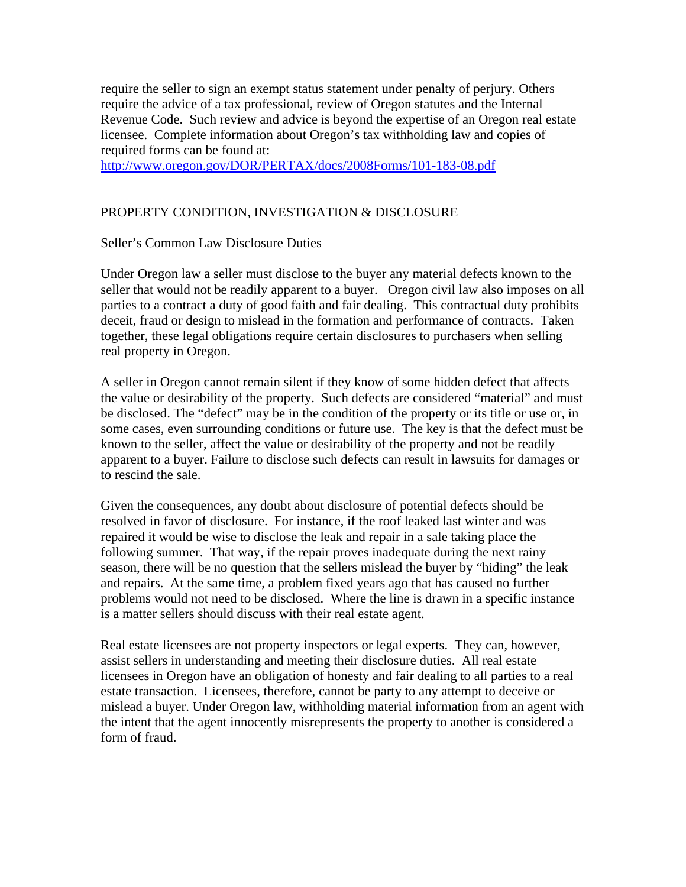require the seller to sign an exempt status statement under penalty of perjury. Others require the advice of a tax professional, review of Oregon statutes and the Internal Revenue Code. Such review and advice is beyond the expertise of an Oregon real estate licensee. Complete information about Oregon's tax withholding law and copies of required forms can be found at:
http://www.oregon.gov/DOR/PERTAX/docs/2008Forms/101-183-08.pdf

## PROPERTY CONDITION, INVESTIGATION & DISCLOSURE

### Seller's Common Law Disclosure Duties

Under Oregon law a seller must disclose to the buyer any material defects known to the seller that would not be readily apparent to a buyer. Oregon civil law also imposes on all parties to a contract a duty of good faith and fair dealing. This contractual duty prohibits deceit, fraud or design to mislead in the formation and performance of contracts. Taken together, these legal obligations require certain disclosures to purchasers when selling real property in Oregon.

A seller in Oregon cannot remain silent if they know of some hidden defect that affects the value or desirability of the property. Such defects are considered "material" and must be disclosed. The "defect" may be in the condition of the property or its title or use or, in some cases, even surrounding conditions or future use. The key is that the defect must be known to the seller, affect the value or desirability of the property and not be readily apparent to a buyer. Failure to disclose such defects can result in lawsuits for damages or to rescind the sale.

Given the consequences, any doubt about disclosure of potential defects should be resolved in favor of disclosure. For instance, if the roof leaked last winter and was repaired it would be wise to disclose the leak and repair in a sale taking place the following summer. That way, if the repair proves inadequate during the next rainy season, there will be no question that the sellers mislead the buyer by "hiding" the leak and repairs. At the same time, a problem fixed years ago that has caused no further problems would not need to be disclosed. Where the line is drawn in a specific instance is a matter sellers should discuss with their real estate agent.

Real estate licensees are not property inspectors or legal experts. They can, however, assist sellers in understanding and meeting their disclosure duties. All real estate licensees in Oregon have an obligation of honesty and fair dealing to all parties to a real estate transaction. Licensees, therefore, cannot be party to any attempt to deceive or mislead a buyer. Under Oregon law, withholding material information from an agent with the intent that the agent innocently misrepresents the property to another is considered a form of fraud.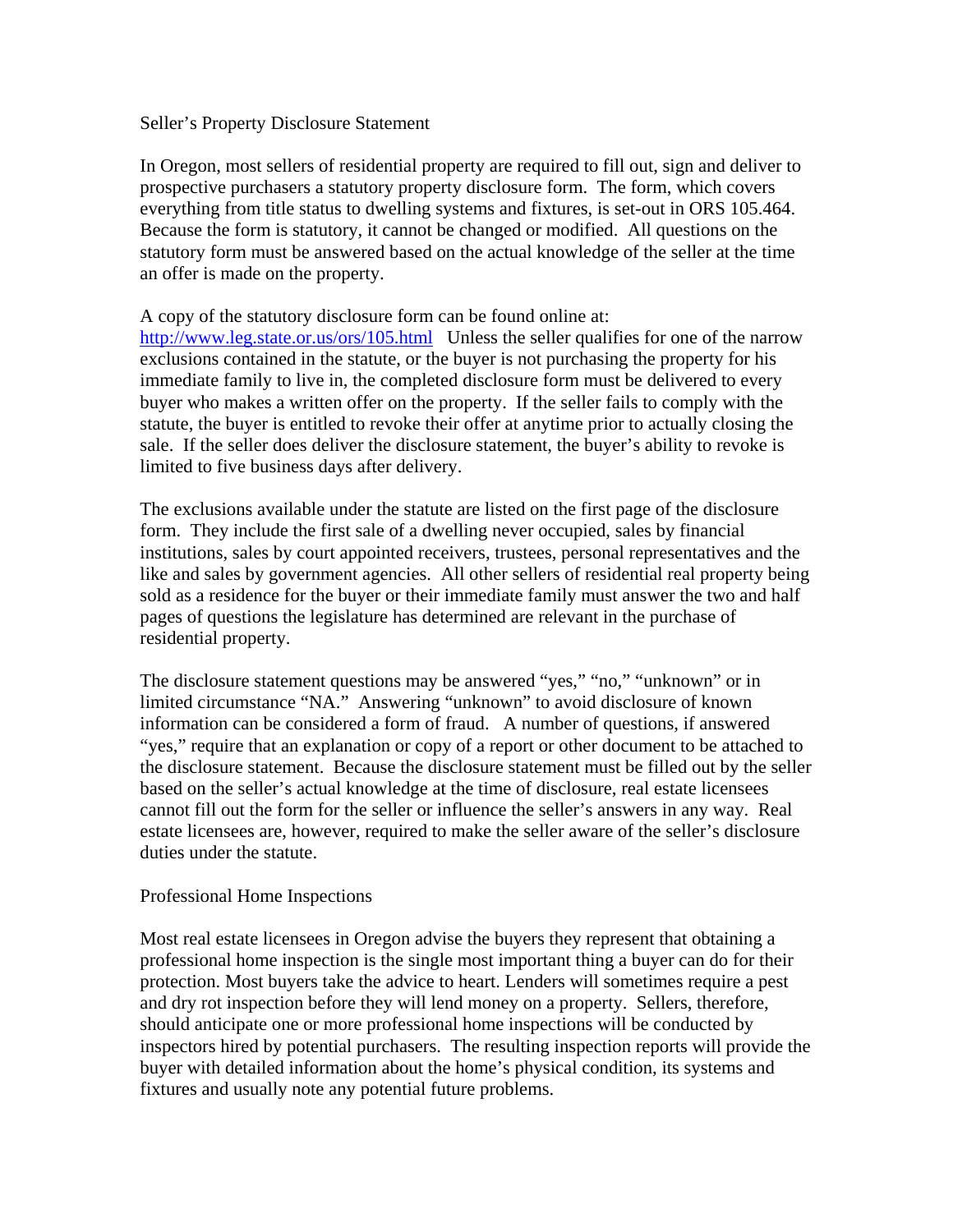## Seller's Property Disclosure Statement

In Oregon, most sellers of residential property are required to fill out, sign and deliver to prospective purchasers a statutory property disclosure form. The form, which covers everything from title status to dwelling systems and fixtures, is set-out in ORS 105.464. Because the form is statutory, it cannot be changed or modified. All questions on the statutory form must be answered based on the actual knowledge of the seller at the time an offer is made on the property.

A copy of the statutory disclosure form can be found online at: http://www.leg.state.or.us/ors/105.html Unless the seller qualifies for one of the narrow exclusions contained in the statute, or the buyer is not purchasing the property for his immediate family to live in, the completed disclosure form must be delivered to every buyer who makes a written offer on the property. If the seller fails to comply with the statute, the buyer is entitled to revoke their offer at anytime prior to actually closing the sale. If the seller does deliver the disclosure statement, the buyer's ability to revoke is limited to five business days after delivery.

The exclusions available under the statute are listed on the first page of the disclosure form. They include the first sale of a dwelling never occupied, sales by financial institutions, sales by court appointed receivers, trustees, personal representatives and the like and sales by government agencies. All other sellers of residential real property being sold as a residence for the buyer or their immediate family must answer the two and half pages of questions the legislature has determined are relevant in the purchase of residential property.

The disclosure statement questions may be answered "yes," "no," "unknown" or in limited circumstance "NA." Answering "unknown" to avoid disclosure of known information can be considered a form of fraud. A number of questions, if answered "yes," require that an explanation or copy of a report or other document to be attached to the disclosure statement. Because the disclosure statement must be filled out by the seller based on the seller's actual knowledge at the time of disclosure, real estate licensees cannot fill out the form for the seller or influence the seller's answers in any way. Real estate licensees are, however, required to make the seller aware of the seller's disclosure duties under the statute.

## Professional Home Inspections

Most real estate licensees in Oregon advise the buyers they represent that obtaining a professional home inspection is the single most important thing a buyer can do for their protection. Most buyers take the advice to heart. Lenders will sometimes require a pest and dry rot inspection before they will lend money on a property. Sellers, therefore, should anticipate one or more professional home inspections will be conducted by inspectors hired by potential purchasers. The resulting inspection reports will provide the buyer with detailed information about the home's physical condition, its systems and fixtures and usually note any potential future problems.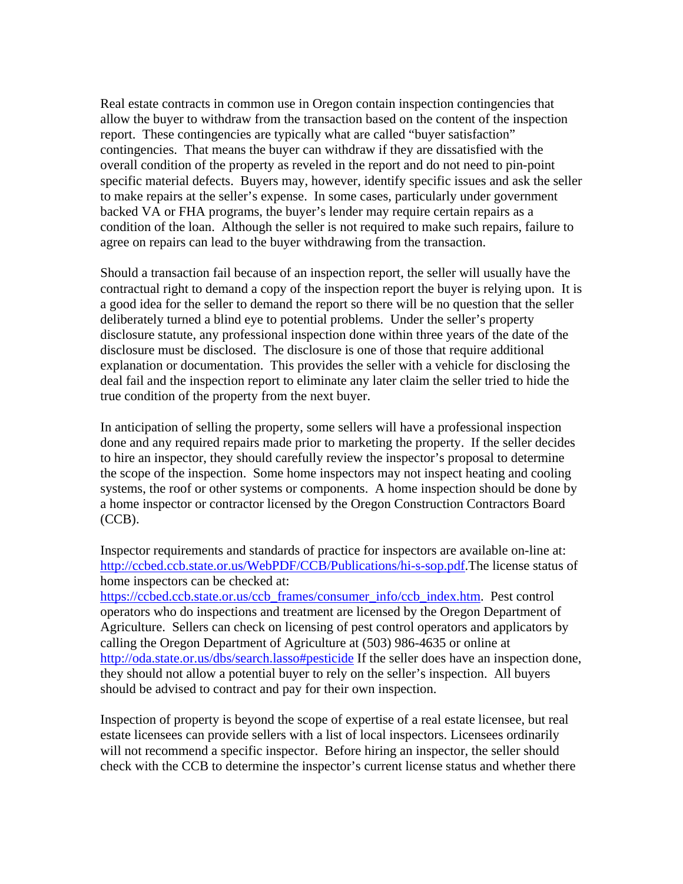Real estate contracts in common use in Oregon contain inspection contingencies that allow the buyer to withdraw from the transaction based on the content of the inspection report. These contingencies are typically what are called "buyer satisfaction" contingencies. That means the buyer can withdraw if they are dissatisfied with the overall condition of the property as reveled in the report and do not need to pin-point specific material defects. Buyers may, however, identify specific issues and ask the seller to make repairs at the seller's expense. In some cases, particularly under government backed VA or FHA programs, the buyer's lender may require certain repairs as a condition of the loan. Although the seller is not required to make such repairs, failure to agree on repairs can lead to the buyer withdrawing from the transaction.

Should a transaction fail because of an inspection report, the seller will usually have the contractual right to demand a copy of the inspection report the buyer is relying upon. It is a good idea for the seller to demand the report so there will be no question that the seller deliberately turned a blind eye to potential problems. Under the seller's property disclosure statute, any professional inspection done within three years of the date of the disclosure must be disclosed. The disclosure is one of those that require additional explanation or documentation. This provides the seller with a vehicle for disclosing the deal fail and the inspection report to eliminate any later claim the seller tried to hide the true condition of the property from the next buyer.

In anticipation of selling the property, some sellers will have a professional inspection done and any required repairs made prior to marketing the property. If the seller decides to hire an inspector, they should carefully review the inspector's proposal to determine the scope of the inspection. Some home inspectors may not inspect heating and cooling systems, the roof or other systems or components. A home inspection should be done by a home inspector or contractor licensed by the Oregon Construction Contractors Board (CCB).

Inspector requirements and standards of practice for inspectors are available on-line at: http://ccbed.ccb.state.or.us/WebPDF/CCB/Publications/hi-s-sop.pdf.The license status of home inspectors can be checked at: https://ccbed.ccb.state.or.us/ccb_frames/consumer_info/ccb_index.htm. Pest control operators who do inspections and treatment are licensed by the Oregon Department of Agriculture. Sellers can check on licensing of pest control operators and applicators by calling the Oregon Department of Agriculture at (503) 986-4635 or online at http://oda.state.or.us/dbs/search.lasso#pesticide If the seller does have an inspection done, they should not allow a potential buyer to rely on the seller's inspection. All buyers should be advised to contract and pay for their own inspection.

Inspection of property is beyond the scope of expertise of a real estate licensee, but real estate licensees can provide sellers with a list of local inspectors. Licensees ordinarily will not recommend a specific inspector. Before hiring an inspector, the seller should check with the CCB to determine the inspector's current license status and whether there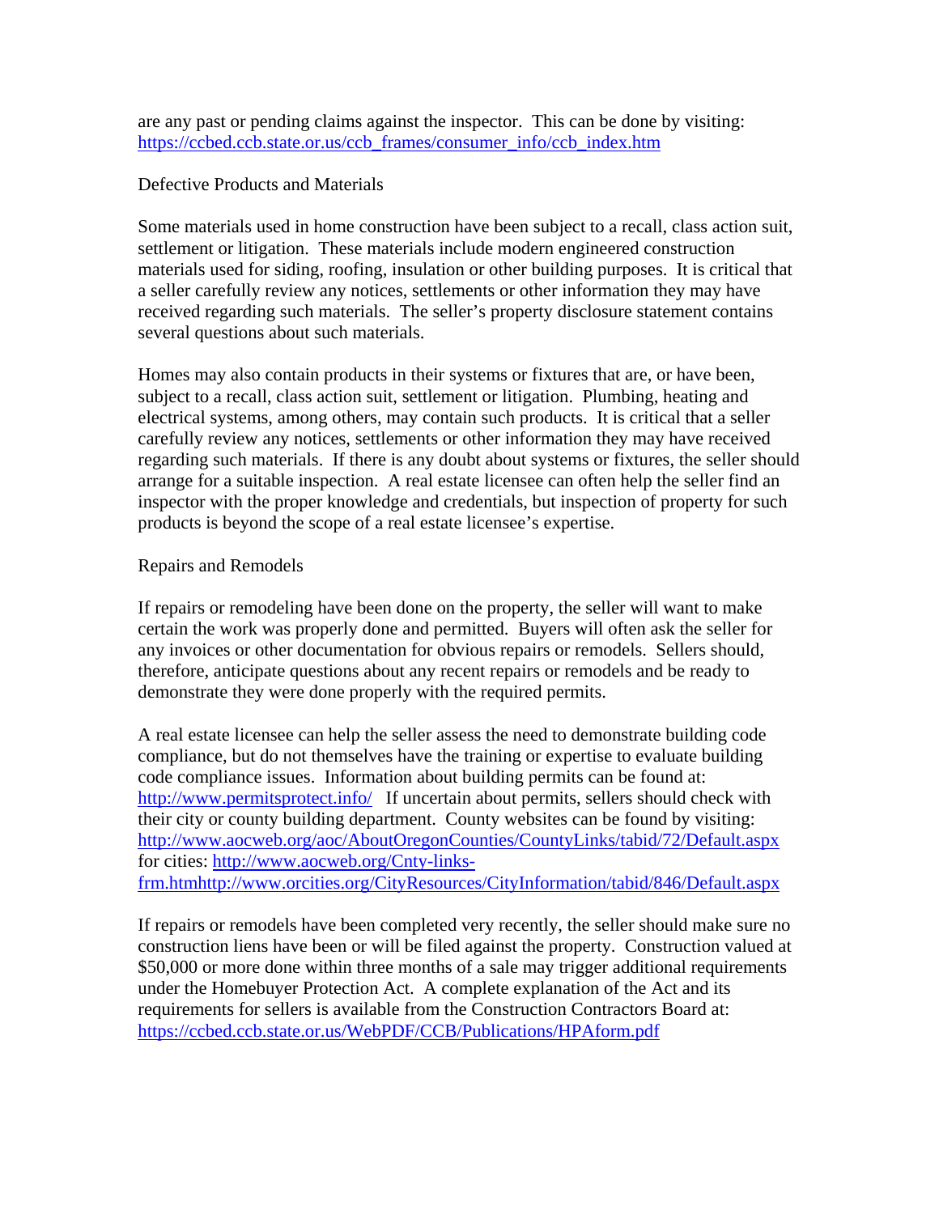are any past or pending claims against the inspector. This can be done by visiting: https://ccbed.ccb.state.or.us/ccb_frames/consumer_info/ccb_index.htm

## Defective Products and Materials

Some materials used in home construction have been subject to a recall, class action suit, settlement or litigation. These materials include modern engineered construction materials used for siding, roofing, insulation or other building purposes. It is critical that a seller carefully review any notices, settlements or other information they may have received regarding such materials. The seller's property disclosure statement contains several questions about such materials.

Homes may also contain products in their systems or fixtures that are, or have been, subject to a recall, class action suit, settlement or litigation. Plumbing, heating and electrical systems, among others, may contain such products. It is critical that a seller carefully review any notices, settlements or other information they may have received regarding such materials. If there is any doubt about systems or fixtures, the seller should arrange for a suitable inspection. A real estate licensee can often help the seller find an inspector with the proper knowledge and credentials, but inspection of property for such products is beyond the scope of a real estate licensee's expertise.

## Repairs and Remodels

If repairs or remodeling have been done on the property, the seller will want to make certain the work was properly done and permitted. Buyers will often ask the seller for any invoices or other documentation for obvious repairs or remodels. Sellers should, therefore, anticipate questions about any recent repairs or remodels and be ready to demonstrate they were done properly with the required permits.

A real estate licensee can help the seller assess the need to demonstrate building code compliance, but do not themselves have the training or expertise to evaluate building code compliance issues. Information about building permits can be found at: http://www.permitsprotect.info/ If uncertain about permits, sellers should check with their city or county building department. County websites can be found by visiting: http://www.aocweb.org/aoc/AboutOregonCounties/CountyLinks/tabid/72/Default.aspx for cities: http://www.aocweb.org/Cnty-links-frm.htmhttp://www.orcities.org/CityResources/CityInformation/tabid/846/Default.aspx

If repairs or remodels have been completed very recently, the seller should make sure no construction liens have been or will be filed against the property. Construction valued at $50,000 or more done within three months of a sale may trigger additional requirements under the Homebuyer Protection Act. A complete explanation of the Act and its requirements for sellers is available from the Construction Contractors Board at: https://ccbed.ccb.state.or.us/WebPDF/CCB/Publications/HPAform.pdf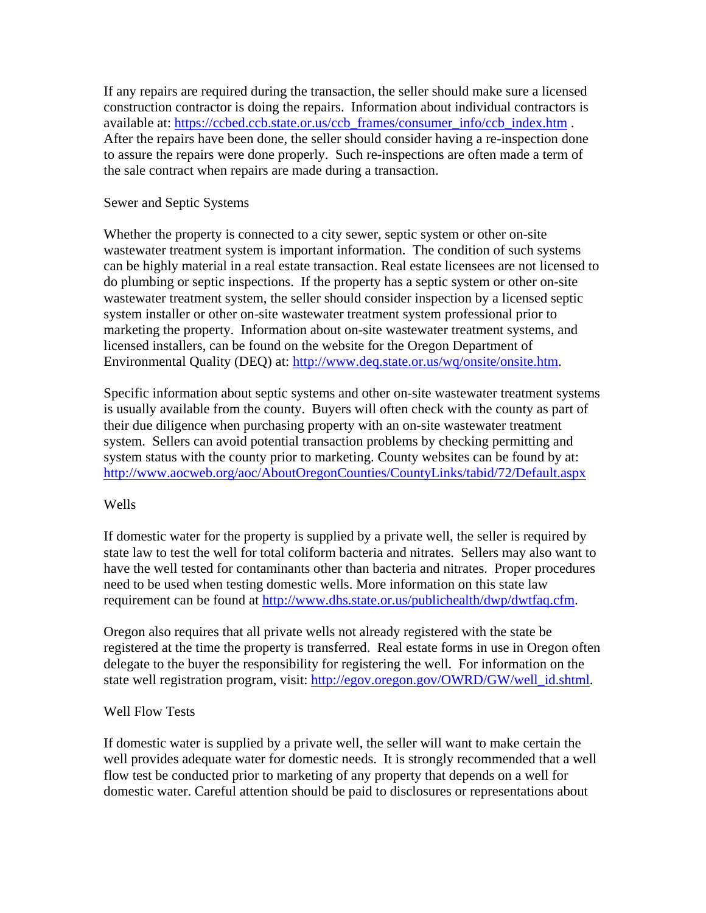If any repairs are required during the transaction, the seller should make sure a licensed construction contractor is doing the repairs. Information about individual contractors is available at: https://ccbed.ccb.state.or.us/ccb_frames/consumer_info/ccb_index.htm . After the repairs have been done, the seller should consider having a re-inspection done to assure the repairs were done properly. Such re-inspections are often made a term of the sale contract when repairs are made during a transaction.

Sewer and Septic Systems

Whether the property is connected to a city sewer, septic system or other on-site wastewater treatment system is important information. The condition of such systems can be highly material in a real estate transaction. Real estate licensees are not licensed to do plumbing or septic inspections. If the property has a septic system or other on-site wastewater treatment system, the seller should consider inspection by a licensed septic system installer or other on-site wastewater treatment system professional prior to marketing the property. Information about on-site wastewater treatment systems, and licensed installers, can be found on the website for the Oregon Department of Environmental Quality (DEQ) at: http://www.deq.state.or.us/wq/onsite/onsite.htm.

Specific information about septic systems and other on-site wastewater treatment systems is usually available from the county. Buyers will often check with the county as part of their due diligence when purchasing property with an on-site wastewater treatment system. Sellers can avoid potential transaction problems by checking permitting and system status with the county prior to marketing. County websites can be found by at: http://www.aocweb.org/aoc/AboutOregonCounties/CountyLinks/tabid/72/Default.aspx

Wells

If domestic water for the property is supplied by a private well, the seller is required by state law to test the well for total coliform bacteria and nitrates. Sellers may also want to have the well tested for contaminants other than bacteria and nitrates. Proper procedures need to be used when testing domestic wells. More information on this state law requirement can be found at http://www.dhs.state.or.us/publichealth/dwp/dwtfaq.cfm.

Oregon also requires that all private wells not already registered with the state be registered at the time the property is transferred. Real estate forms in use in Oregon often delegate to the buyer the responsibility for registering the well. For information on the state well registration program, visit: http://egov.oregon.gov/OWRD/GW/well_id.shtml.

Well Flow Tests

If domestic water is supplied by a private well, the seller will want to make certain the well provides adequate water for domestic needs. It is strongly recommended that a well flow test be conducted prior to marketing of any property that depends on a well for domestic water. Careful attention should be paid to disclosures or representations about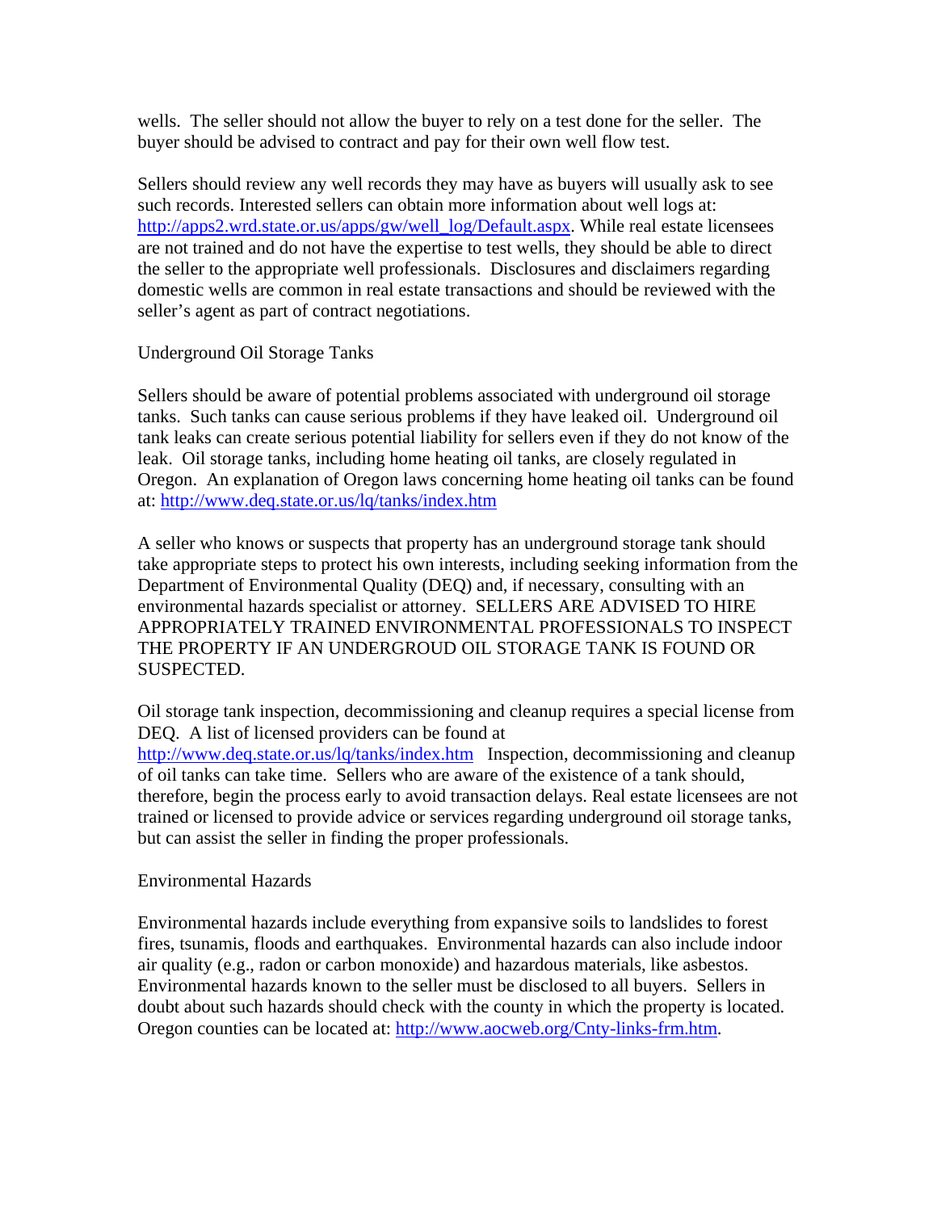wells. The seller should not allow the buyer to rely on a test done for the seller. The buyer should be advised to contract and pay for their own well flow test.

Sellers should review any well records they may have as buyers will usually ask to see such records. Interested sellers can obtain more information about well logs at: http://apps2.wrd.state.or.us/apps/gw/well_log/Default.aspx. While real estate licensees are not trained and do not have the expertise to test wells, they should be able to direct the seller to the appropriate well professionals. Disclosures and disclaimers regarding domestic wells are common in real estate transactions and should be reviewed with the seller's agent as part of contract negotiations.

## Underground Oil Storage Tanks

Sellers should be aware of potential problems associated with underground oil storage tanks. Such tanks can cause serious problems if they have leaked oil. Underground oil tank leaks can create serious potential liability for sellers even if they do not know of the leak. Oil storage tanks, including home heating oil tanks, are closely regulated in Oregon. An explanation of Oregon laws concerning home heating oil tanks can be found at: http://www.deq.state.or.us/lq/tanks/index.htm

A seller who knows or suspects that property has an underground storage tank should take appropriate steps to protect his own interests, including seeking information from the Department of Environmental Quality (DEQ) and, if necessary, consulting with an environmental hazards specialist or attorney. SELLERS ARE ADVISED TO HIRE APPROPRIATELY TRAINED ENVIRONMENTAL PROFESSIONALS TO INSPECT THE PROPERTY IF AN UNDERGROUD OIL STORAGE TANK IS FOUND OR SUSPECTED.

Oil storage tank inspection, decommissioning and cleanup requires a special license from DEQ. A list of licensed providers can be found at http://www.deq.state.or.us/lq/tanks/index.htm Inspection, decommissioning and cleanup of oil tanks can take time. Sellers who are aware of the existence of a tank should, therefore, begin the process early to avoid transaction delays. Real estate licensees are not trained or licensed to provide advice or services regarding underground oil storage tanks, but can assist the seller in finding the proper professionals.

## Environmental Hazards

Environmental hazards include everything from expansive soils to landslides to forest fires, tsunamis, floods and earthquakes. Environmental hazards can also include indoor air quality (e.g., radon or carbon monoxide) and hazardous materials, like asbestos. Environmental hazards known to the seller must be disclosed to all buyers. Sellers in doubt about such hazards should check with the county in which the property is located. Oregon counties can be located at: http://www.aocweb.org/Cnty-links-frm.htm.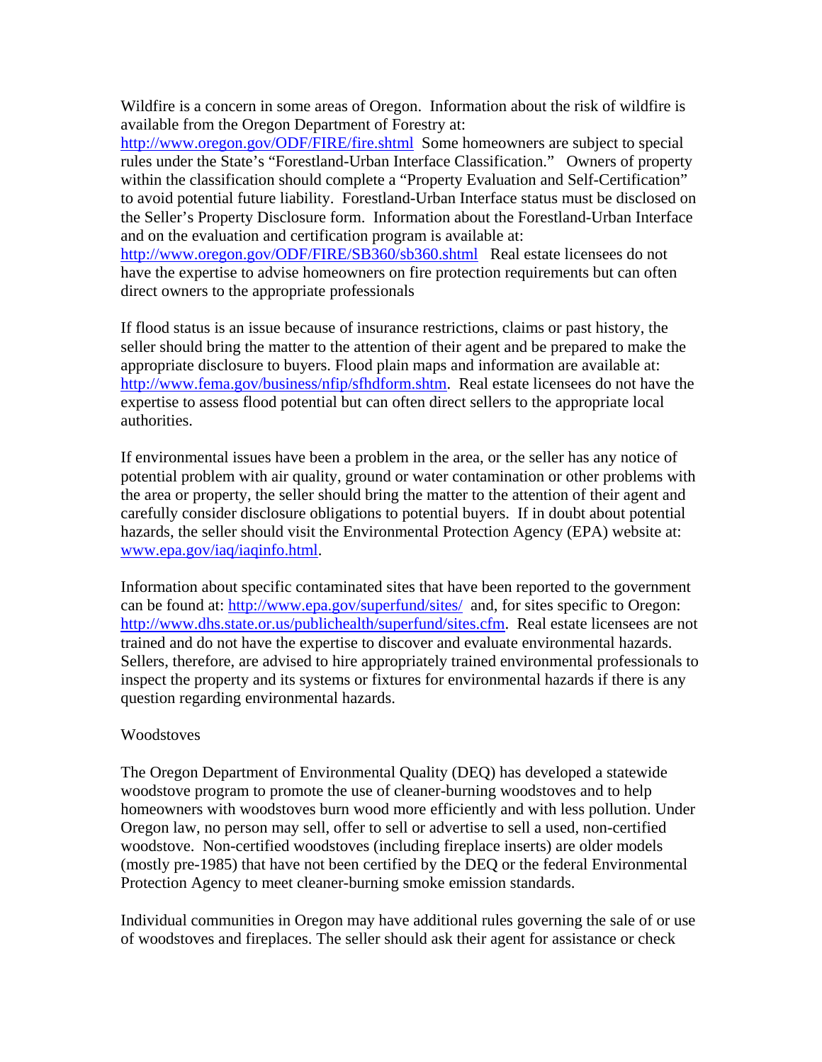Wildfire is a concern in some areas of Oregon. Information about the risk of wildfire is available from the Oregon Department of Forestry at: http://www.oregon.gov/ODF/FIRE/fire.shtml Some homeowners are subject to special rules under the State's "Forestland-Urban Interface Classification." Owners of property within the classification should complete a "Property Evaluation and Self-Certification" to avoid potential future liability. Forestland-Urban Interface status must be disclosed on the Seller's Property Disclosure form. Information about the Forestland-Urban Interface and on the evaluation and certification program is available at: http://www.oregon.gov/ODF/FIRE/SB360/sb360.shtml Real estate licensees do not have the expertise to advise homeowners on fire protection requirements but can often direct owners to the appropriate professionals

If flood status is an issue because of insurance restrictions, claims or past history, the seller should bring the matter to the attention of their agent and be prepared to make the appropriate disclosure to buyers. Flood plain maps and information are available at: http://www.fema.gov/business/nfip/sfhdform.shtm. Real estate licensees do not have the expertise to assess flood potential but can often direct sellers to the appropriate local authorities.

If environmental issues have been a problem in the area, or the seller has any notice of potential problem with air quality, ground or water contamination or other problems with the area or property, the seller should bring the matter to the attention of their agent and carefully consider disclosure obligations to potential buyers. If in doubt about potential hazards, the seller should visit the Environmental Protection Agency (EPA) website at: www.epa.gov/iaq/iaqinfo.html.

Information about specific contaminated sites that have been reported to the government can be found at: http://www.epa.gov/superfund/sites/ and, for sites specific to Oregon: http://www.dhs.state.or.us/publichealth/superfund/sites.cfm. Real estate licensees are not trained and do not have the expertise to discover and evaluate environmental hazards. Sellers, therefore, are advised to hire appropriately trained environmental professionals to inspect the property and its systems or fixtures for environmental hazards if there is any question regarding environmental hazards.

Woodstoves

The Oregon Department of Environmental Quality (DEQ) has developed a statewide woodstove program to promote the use of cleaner-burning woodstoves and to help homeowners with woodstoves burn wood more efficiently and with less pollution. Under Oregon law, no person may sell, offer to sell or advertise to sell a used, non-certified woodstove. Non-certified woodstoves (including fireplace inserts) are older models (mostly pre-1985) that have not been certified by the DEQ or the federal Environmental Protection Agency to meet cleaner-burning smoke emission standards.

Individual communities in Oregon may have additional rules governing the sale of or use of woodstoves and fireplaces. The seller should ask their agent for assistance or check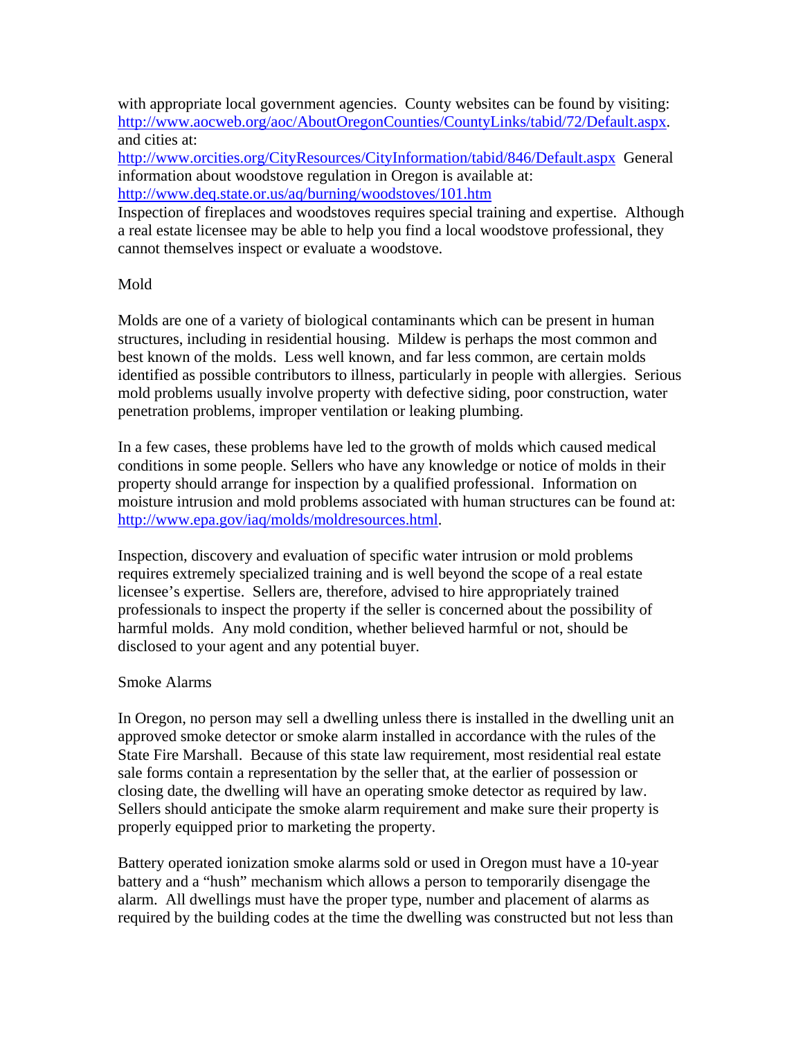with appropriate local government agencies. County websites can be found by visiting: http://www.aocweb.org/aoc/AboutOregonCounties/CountyLinks/tabid/72/Default.aspx. and cities at:
http://www.orcities.org/CityResources/CityInformation/tabid/846/Default.aspx General information about woodstove regulation in Oregon is available at:
http://www.deq.state.or.us/aq/burning/woodstoves/101.htm
Inspection of fireplaces and woodstoves requires special training and expertise. Although a real estate licensee may be able to help you find a local woodstove professional, they cannot themselves inspect or evaluate a woodstove.

## Mold

Molds are one of a variety of biological contaminants which can be present in human structures, including in residential housing. Mildew is perhaps the most common and best known of the molds. Less well known, and far less common, are certain molds identified as possible contributors to illness, particularly in people with allergies. Serious mold problems usually involve property with defective siding, poor construction, water penetration problems, improper ventilation or leaking plumbing.

In a few cases, these problems have led to the growth of molds which caused medical conditions in some people. Sellers who have any knowledge or notice of molds in their property should arrange for inspection by a qualified professional. Information on moisture intrusion and mold problems associated with human structures can be found at: http://www.epa.gov/iaq/molds/moldresources.html.

Inspection, discovery and evaluation of specific water intrusion or mold problems requires extremely specialized training and is well beyond the scope of a real estate licensee's expertise. Sellers are, therefore, advised to hire appropriately trained professionals to inspect the property if the seller is concerned about the possibility of harmful molds. Any mold condition, whether believed harmful or not, should be disclosed to your agent and any potential buyer.

## Smoke Alarms

In Oregon, no person may sell a dwelling unless there is installed in the dwelling unit an approved smoke detector or smoke alarm installed in accordance with the rules of the State Fire Marshall. Because of this state law requirement, most residential real estate sale forms contain a representation by the seller that, at the earlier of possession or closing date, the dwelling will have an operating smoke detector as required by law. Sellers should anticipate the smoke alarm requirement and make sure their property is properly equipped prior to marketing the property.

Battery operated ionization smoke alarms sold or used in Oregon must have a 10-year battery and a "hush" mechanism which allows a person to temporarily disengage the alarm. All dwellings must have the proper type, number and placement of alarms as required by the building codes at the time the dwelling was constructed but not less than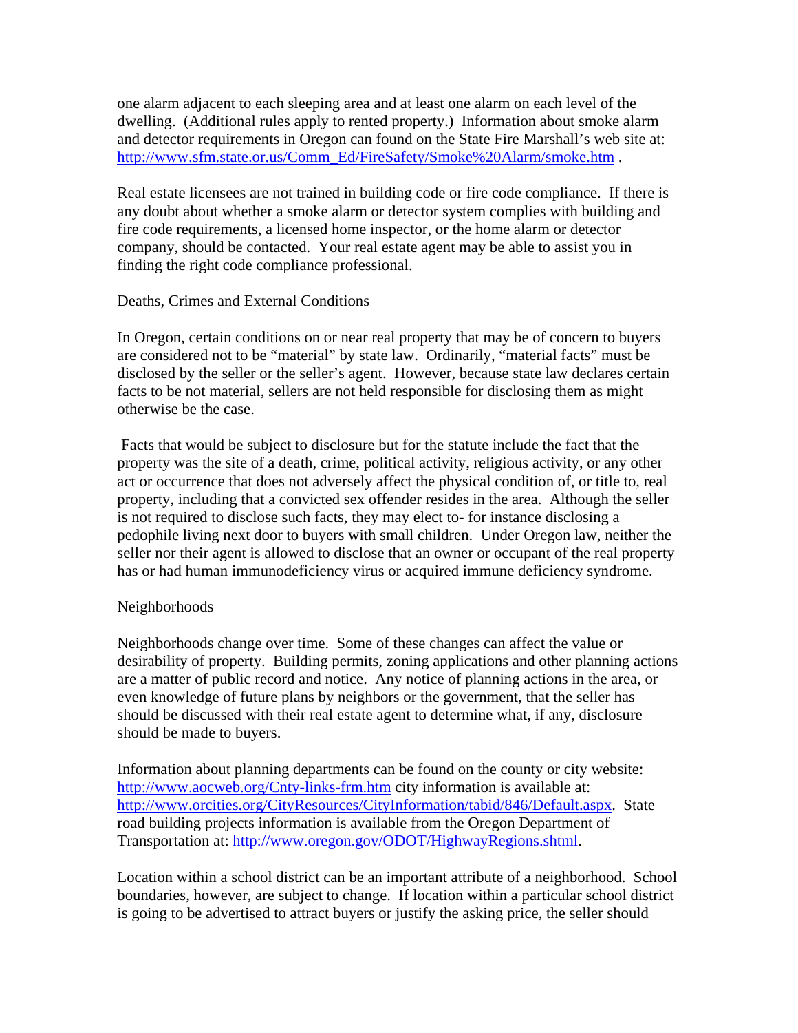one alarm adjacent to each sleeping area and at least one alarm on each level of the dwelling. (Additional rules apply to rented property.) Information about smoke alarm and detector requirements in Oregon can found on the State Fire Marshall's web site at: http://www.sfm.state.or.us/Comm_Ed/FireSafety/Smoke%20Alarm/smoke.htm .

Real estate licensees are not trained in building code or fire code compliance. If there is any doubt about whether a smoke alarm or detector system complies with building and fire code requirements, a licensed home inspector, or the home alarm or detector company, should be contacted. Your real estate agent may be able to assist you in finding the right code compliance professional.

## Deaths, Crimes and External Conditions

In Oregon, certain conditions on or near real property that may be of concern to buyers are considered not to be "material" by state law. Ordinarily, "material facts" must be disclosed by the seller or the seller's agent. However, because state law declares certain facts to be not material, sellers are not held responsible for disclosing them as might otherwise be the case.

Facts that would be subject to disclosure but for the statute include the fact that the property was the site of a death, crime, political activity, religious activity, or any other act or occurrence that does not adversely affect the physical condition of, or title to, real property, including that a convicted sex offender resides in the area. Although the seller is not required to disclose such facts, they may elect to- for instance disclosing a pedophile living next door to buyers with small children. Under Oregon law, neither the seller nor their agent is allowed to disclose that an owner or occupant of the real property has or had human immunodeficiency virus or acquired immune deficiency syndrome.

## Neighborhoods

Neighborhoods change over time. Some of these changes can affect the value or desirability of property. Building permits, zoning applications and other planning actions are a matter of public record and notice. Any notice of planning actions in the area, or even knowledge of future plans by neighbors or the government, that the seller has should be discussed with their real estate agent to determine what, if any, disclosure should be made to buyers.

Information about planning departments can be found on the county or city website: http://www.aocweb.org/Cnty-links-frm.htm city information is available at: http://www.orcities.org/CityResources/CityInformation/tabid/846/Default.aspx. State road building projects information is available from the Oregon Department of Transportation at: http://www.oregon.gov/ODOT/HighwayRegions.shtml.

Location within a school district can be an important attribute of a neighborhood. School boundaries, however, are subject to change. If location within a particular school district is going to be advertised to attract buyers or justify the asking price, the seller should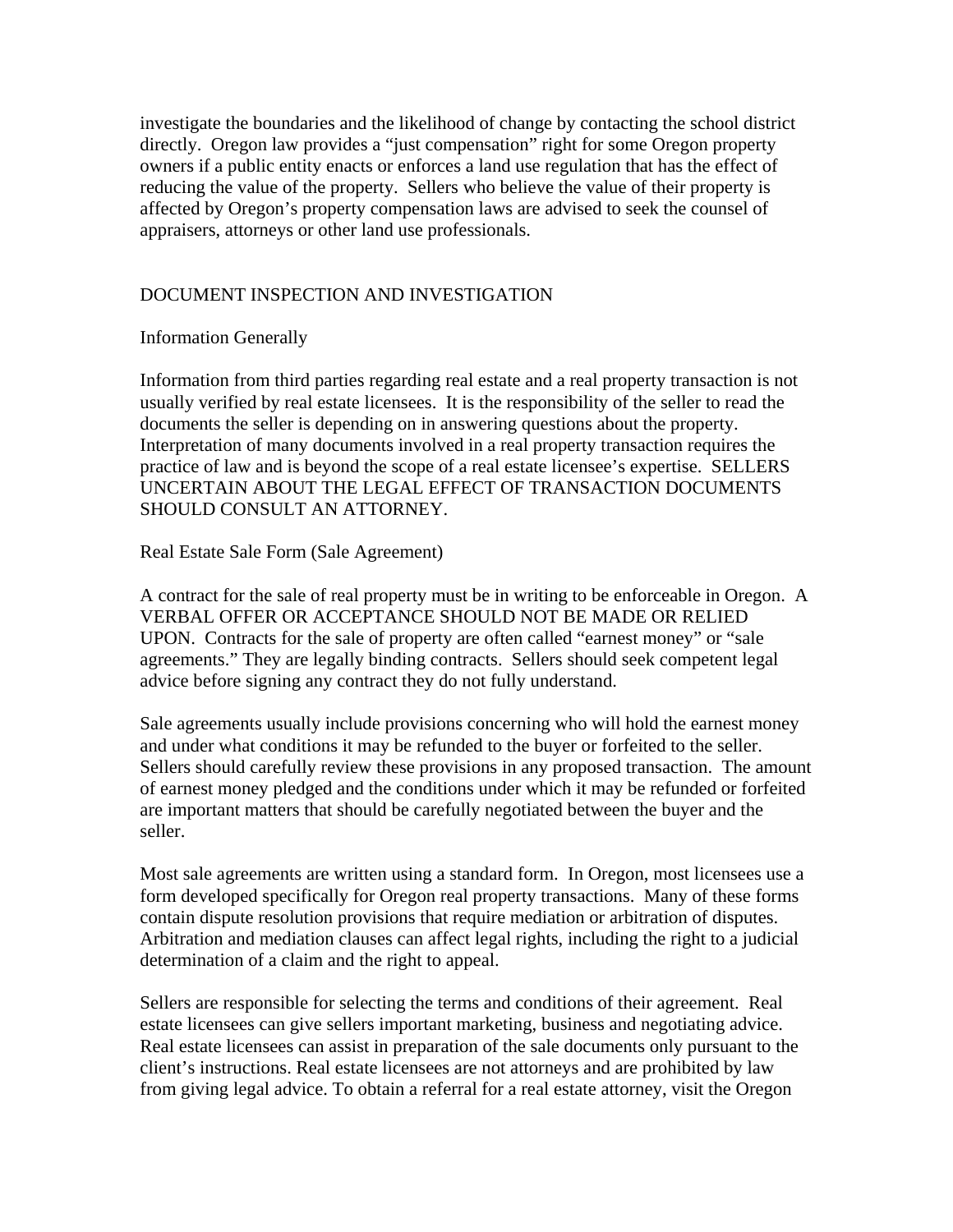investigate the boundaries and the likelihood of change by contacting the school district directly. Oregon law provides a "just compensation" right for some Oregon property owners if a public entity enacts or enforces a land use regulation that has the effect of reducing the value of the property. Sellers who believe the value of their property is affected by Oregon's property compensation laws are advised to seek the counsel of appraisers, attorneys or other land use professionals.

## DOCUMENT INSPECTION AND INVESTIGATION

### Information Generally

Information from third parties regarding real estate and a real property transaction is not usually verified by real estate licensees. It is the responsibility of the seller to read the documents the seller is depending on in answering questions about the property. Interpretation of many documents involved in a real property transaction requires the practice of law and is beyond the scope of a real estate licensee's expertise. SELLERS UNCERTAIN ABOUT THE LEGAL EFFECT OF TRANSACTION DOCUMENTS SHOULD CONSULT AN ATTORNEY.

### Real Estate Sale Form (Sale Agreement)

A contract for the sale of real property must be in writing to be enforceable in Oregon. A VERBAL OFFER OR ACCEPTANCE SHOULD NOT BE MADE OR RELIED UPON. Contracts for the sale of property are often called "earnest money" or "sale agreements." They are legally binding contracts. Sellers should seek competent legal advice before signing any contract they do not fully understand.

Sale agreements usually include provisions concerning who will hold the earnest money and under what conditions it may be refunded to the buyer or forfeited to the seller. Sellers should carefully review these provisions in any proposed transaction. The amount of earnest money pledged and the conditions under which it may be refunded or forfeited are important matters that should be carefully negotiated between the buyer and the seller.

Most sale agreements are written using a standard form. In Oregon, most licensees use a form developed specifically for Oregon real property transactions. Many of these forms contain dispute resolution provisions that require mediation or arbitration of disputes. Arbitration and mediation clauses can affect legal rights, including the right to a judicial determination of a claim and the right to appeal.

Sellers are responsible for selecting the terms and conditions of their agreement. Real estate licensees can give sellers important marketing, business and negotiating advice. Real estate licensees can assist in preparation of the sale documents only pursuant to the client's instructions. Real estate licensees are not attorneys and are prohibited by law from giving legal advice. To obtain a referral for a real estate attorney, visit the Oregon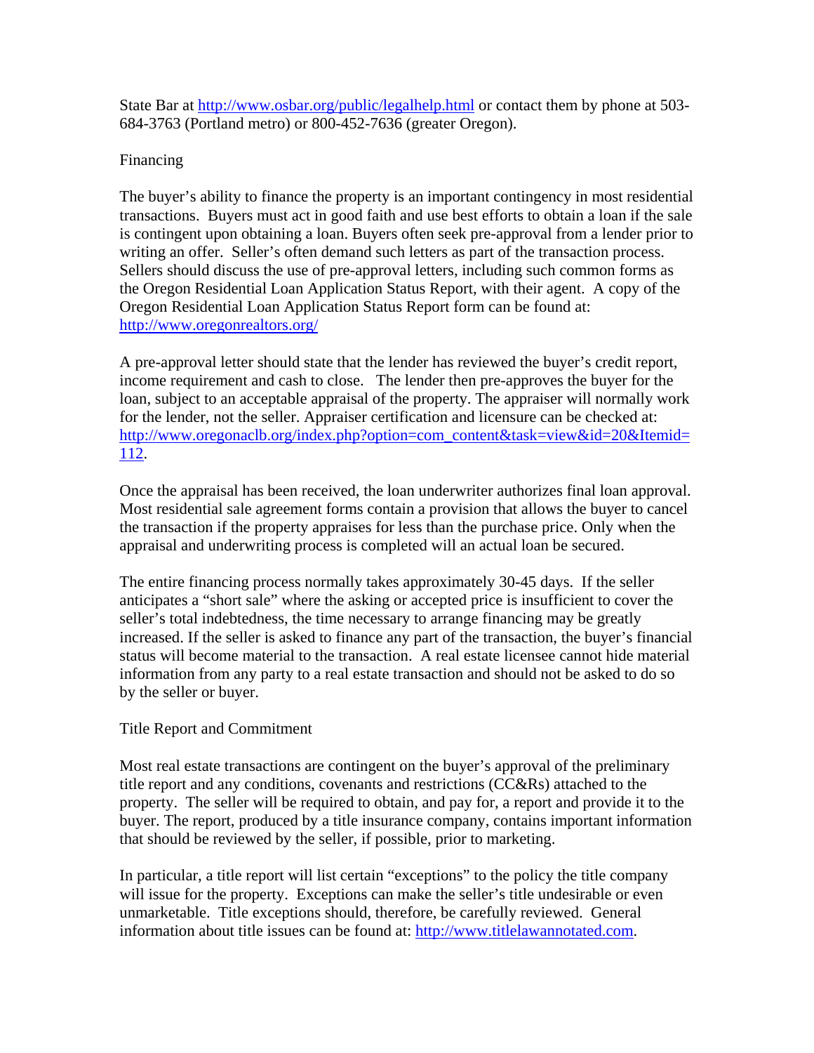State Bar at http://www.osbar.org/public/legalhelp.html or contact them by phone at 503-684-3763 (Portland metro) or 800-452-7636 (greater Oregon).

## Financing

The buyer's ability to finance the property is an important contingency in most residential transactions. Buyers must act in good faith and use best efforts to obtain a loan if the sale is contingent upon obtaining a loan. Buyers often seek pre-approval from a lender prior to writing an offer. Seller's often demand such letters as part of the transaction process. Sellers should discuss the use of pre-approval letters, including such common forms as the Oregon Residential Loan Application Status Report, with their agent. A copy of the Oregon Residential Loan Application Status Report form can be found at: http://www.oregonrealtors.org/

A pre-approval letter should state that the lender has reviewed the buyer's credit report, income requirement and cash to close. The lender then pre-approves the buyer for the loan, subject to an acceptable appraisal of the property. The appraiser will normally work for the lender, not the seller. Appraiser certification and licensure can be checked at: http://www.oregonaclb.org/index.php?option=com_content&task=view&id=20&Itemid=112.

Once the appraisal has been received, the loan underwriter authorizes final loan approval. Most residential sale agreement forms contain a provision that allows the buyer to cancel the transaction if the property appraises for less than the purchase price. Only when the appraisal and underwriting process is completed will an actual loan be secured.

The entire financing process normally takes approximately 30-45 days. If the seller anticipates a "short sale" where the asking or accepted price is insufficient to cover the seller's total indebtedness, the time necessary to arrange financing may be greatly increased. If the seller is asked to finance any part of the transaction, the buyer's financial status will become material to the transaction. A real estate licensee cannot hide material information from any party to a real estate transaction and should not be asked to do so by the seller or buyer.

## Title Report and Commitment

Most real estate transactions are contingent on the buyer's approval of the preliminary title report and any conditions, covenants and restrictions (CC&Rs) attached to the property. The seller will be required to obtain, and pay for, a report and provide it to the buyer. The report, produced by a title insurance company, contains important information that should be reviewed by the seller, if possible, prior to marketing.

In particular, a title report will list certain "exceptions" to the policy the title company will issue for the property. Exceptions can make the seller's title undesirable or even unmarketable. Title exceptions should, therefore, be carefully reviewed. General information about title issues can be found at: http://www.titlelawannotated.com.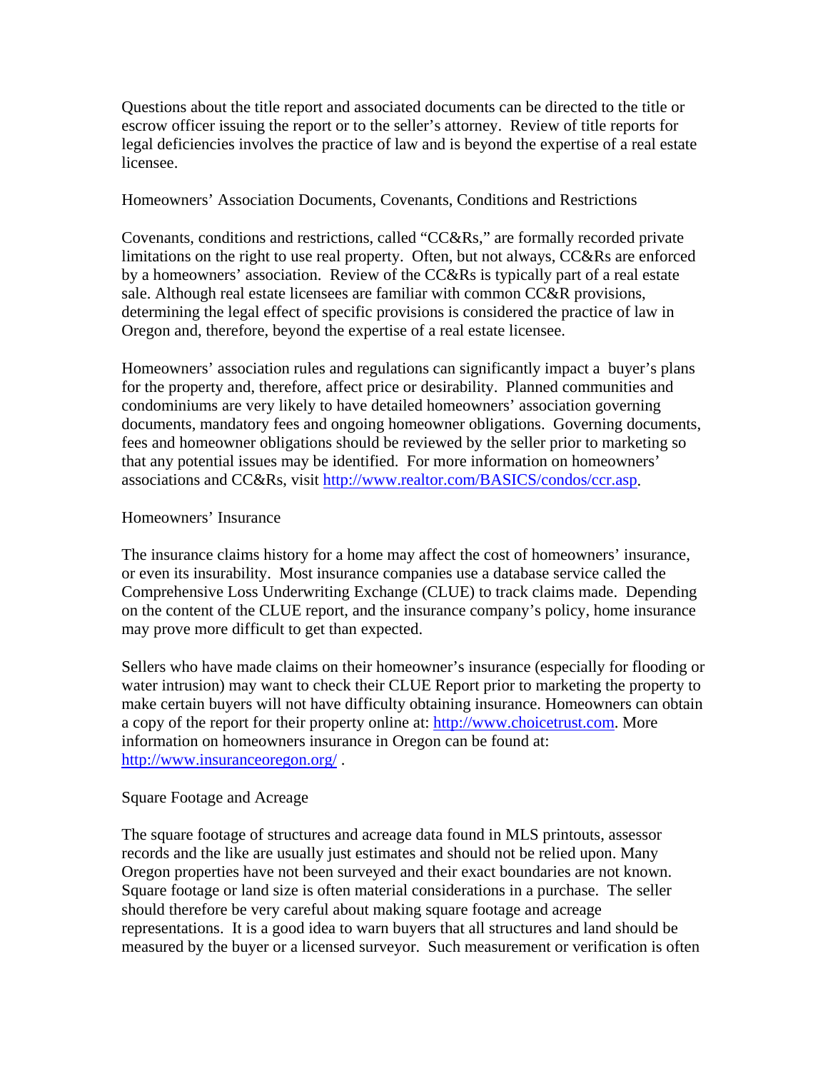Questions about the title report and associated documents can be directed to the title or escrow officer issuing the report or to the seller's attorney. Review of title reports for legal deficiencies involves the practice of law and is beyond the expertise of a real estate licensee.

## Homeowners' Association Documents, Covenants, Conditions and Restrictions

Covenants, conditions and restrictions, called "CC&Rs," are formally recorded private limitations on the right to use real property. Often, but not always, CC&Rs are enforced by a homeowners' association. Review of the CC&Rs is typically part of a real estate sale. Although real estate licensees are familiar with common CC&R provisions, determining the legal effect of specific provisions is considered the practice of law in Oregon and, therefore, beyond the expertise of a real estate licensee.

Homeowners' association rules and regulations can significantly impact a buyer's plans for the property and, therefore, affect price or desirability. Planned communities and condominiums are very likely to have detailed homeowners' association governing documents, mandatory fees and ongoing homeowner obligations. Governing documents, fees and homeowner obligations should be reviewed by the seller prior to marketing so that any potential issues may be identified. For more information on homeowners' associations and CC&Rs, visit [http://www.realtor.com/BASICS/condos/ccr.asp](http://www.realtor.com/BASICS/condos/ccr.asp).

## Homeowners' Insurance

The insurance claims history for a home may affect the cost of homeowners' insurance, or even its insurability. Most insurance companies use a database service called the Comprehensive Loss Underwriting Exchange (CLUE) to track claims made. Depending on the content of the CLUE report, and the insurance company's policy, home insurance may prove more difficult to get than expected.

Sellers who have made claims on their homeowner's insurance (especially for flooding or water intrusion) may want to check their CLUE Report prior to marketing the property to make certain buyers will not have difficulty obtaining insurance. Homeowners can obtain a copy of the report for their property online at: [http://www.choicetrust.com](http://www.choicetrust.com). More information on homeowners insurance in Oregon can be found at: [http://www.insuranceoregon.org/](http://www.insuranceoregon.org/) .

## Square Footage and Acreage

The square footage of structures and acreage data found in MLS printouts, assessor records and the like are usually just estimates and should not be relied upon. Many Oregon properties have not been surveyed and their exact boundaries are not known. Square footage or land size is often material considerations in a purchase. The seller should therefore be very careful about making square footage and acreage representations. It is a good idea to warn buyers that all structures and land should be measured by the buyer or a licensed surveyor. Such measurement or verification is often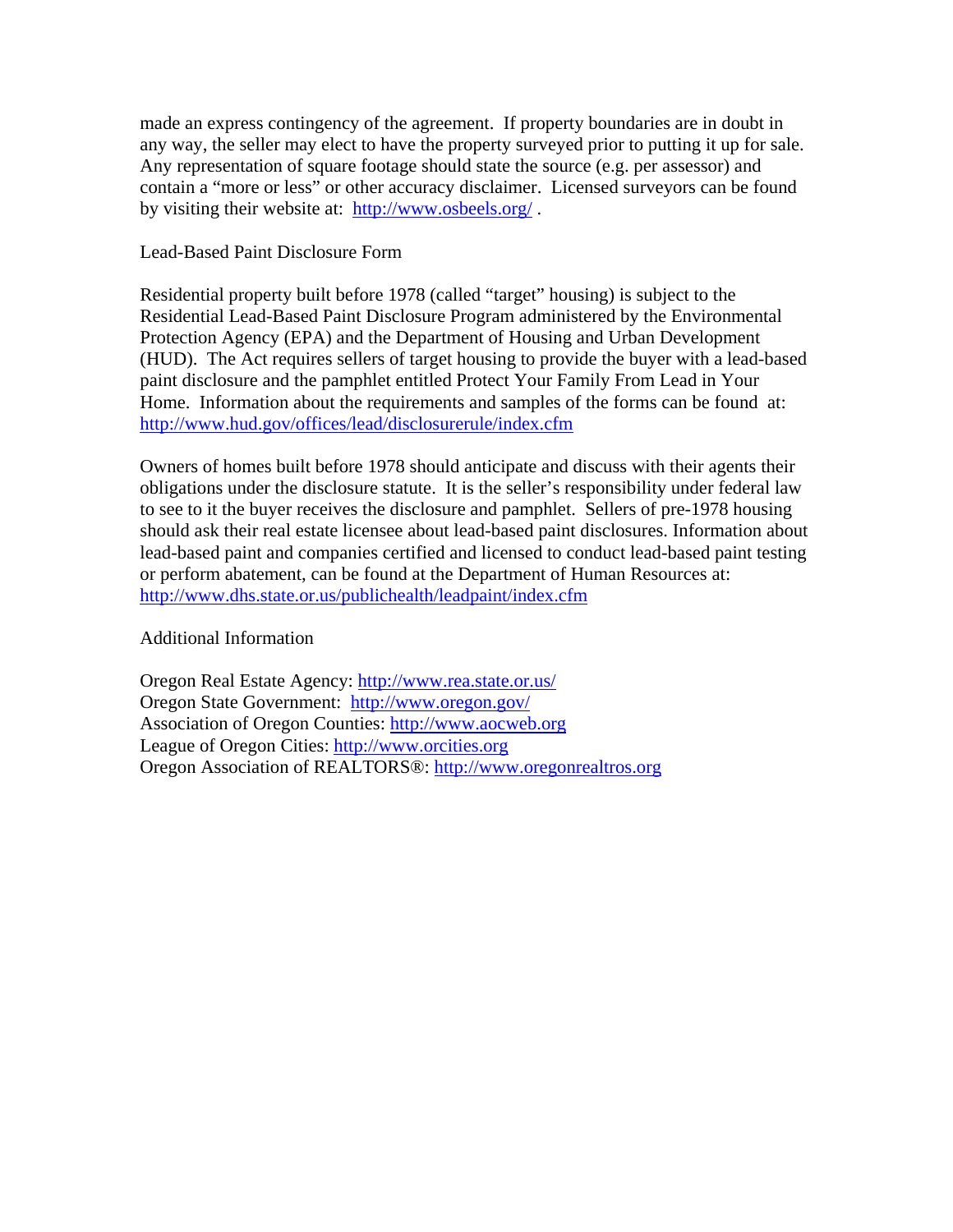made an express contingency of the agreement. If property boundaries are in doubt in any way, the seller may elect to have the property surveyed prior to putting it up for sale. Any representation of square footage should state the source (e.g. per assessor) and contain a "more or less" or other accuracy disclaimer. Licensed surveyors can be found by visiting their website at: http://www.osbeels.org/ .

## Lead-Based Paint Disclosure Form

Residential property built before 1978 (called "target" housing) is subject to the Residential Lead-Based Paint Disclosure Program administered by the Environmental Protection Agency (EPA) and the Department of Housing and Urban Development (HUD). The Act requires sellers of target housing to provide the buyer with a lead-based paint disclosure and the pamphlet entitled Protect Your Family From Lead in Your Home. Information about the requirements and samples of the forms can be found at: http://www.hud.gov/offices/lead/disclosurerule/index.cfm

Owners of homes built before 1978 should anticipate and discuss with their agents their obligations under the disclosure statute. It is the seller's responsibility under federal law to see to it the buyer receives the disclosure and pamphlet. Sellers of pre-1978 housing should ask their real estate licensee about lead-based paint disclosures. Information about lead-based paint and companies certified and licensed to conduct lead-based paint testing or perform abatement, can be found at the Department of Human Resources at: http://www.dhs.state.or.us/publichealth/leadpaint/index.cfm

## Additional Information

Oregon Real Estate Agency: http://www.rea.state.or.us/
Oregon State Government: http://www.oregon.gov/
Association of Oregon Counties: http://www.aocweb.org
League of Oregon Cities: http://www.orcities.org
Oregon Association of REALTORS®: http://www.oregonrealtros.org